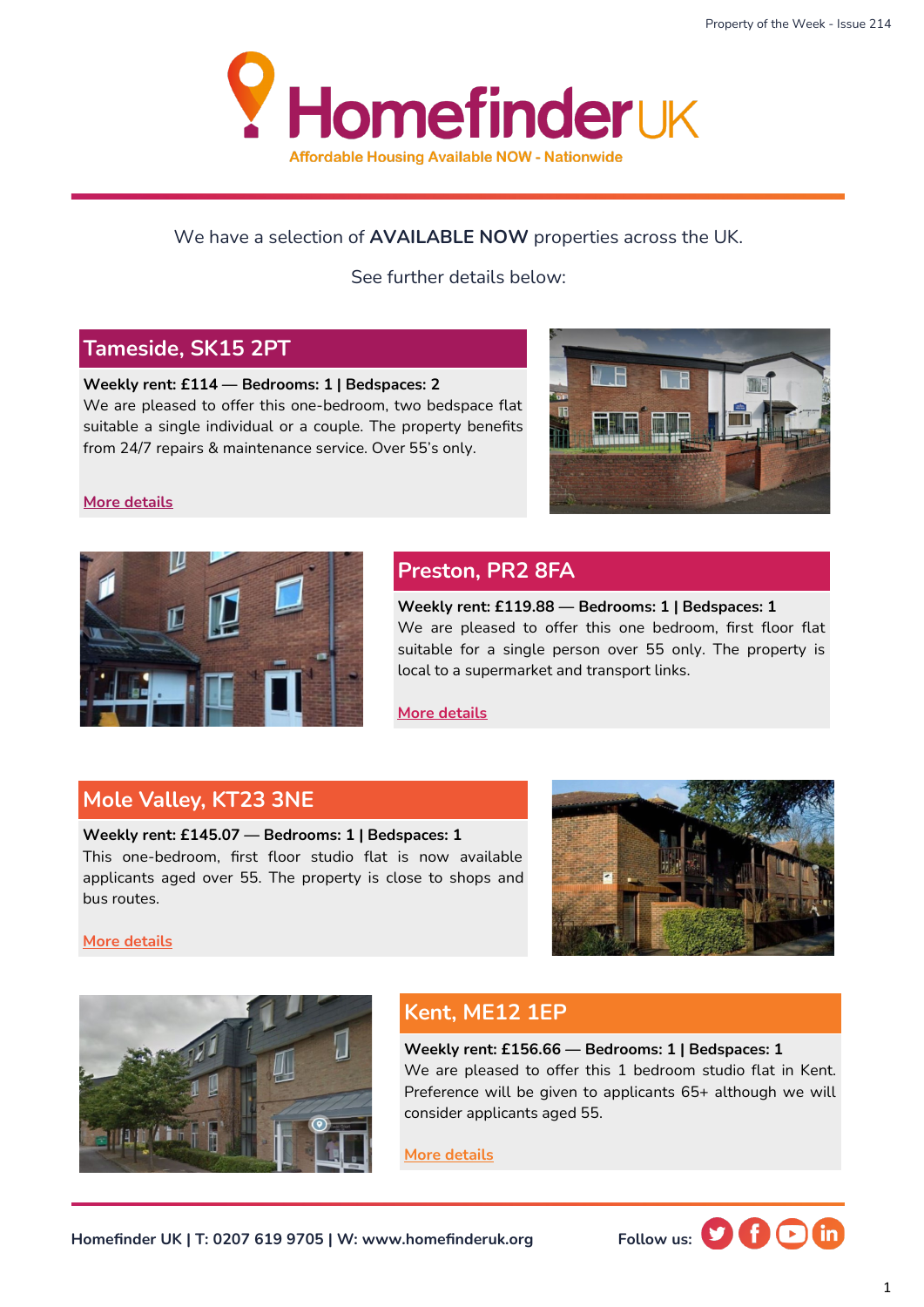# Homefinder UK

Affordable Housing Available NOW - Nationwide

We have a selection of **AVAILABLE NOW** properties across the UK.

See further details below:

## Tameside, SK15 2PT

**Weekly rent: £114 — Bedrooms: 1 | Bedspaces: 2**

We are pleased to offer this one-bedroom, two bedspace flat suitable a single individual or a couple. The property benefits from 24/7 repairs & maintenance service. Over 55's only.

More details

## Preston, PR2 8FA

**Weekly rent: £119.88 — Bedrooms: 1 | Bedspaces: 1**

We are pleased to offer this one bedroom, first floor flat suitable for a single person over 55 only. The property is local to a supermarket and transport links.

More details

## Mole Valley, KT23 3NE

**Weekly rent: £145.07 — Bedrooms: 1 | Bedspaces: 1**

This one-bedroom, first floor studio flat is now available applicants aged over 55. The property is close to shops and bus routes.

More details

## Kent, ME12 1EP

**Weekly rent: £156.66 — Bedrooms: 1 | Bedspaces: 1**

We are pleased to offer this 1 bedroom studio flat in Kent. Preference will be given to applicants 65+ although we will consider applicants aged 55.

More details

**Homefinder UK | T: 0207 619 9705 | W: www.homefinderuk.org** **Follow us:**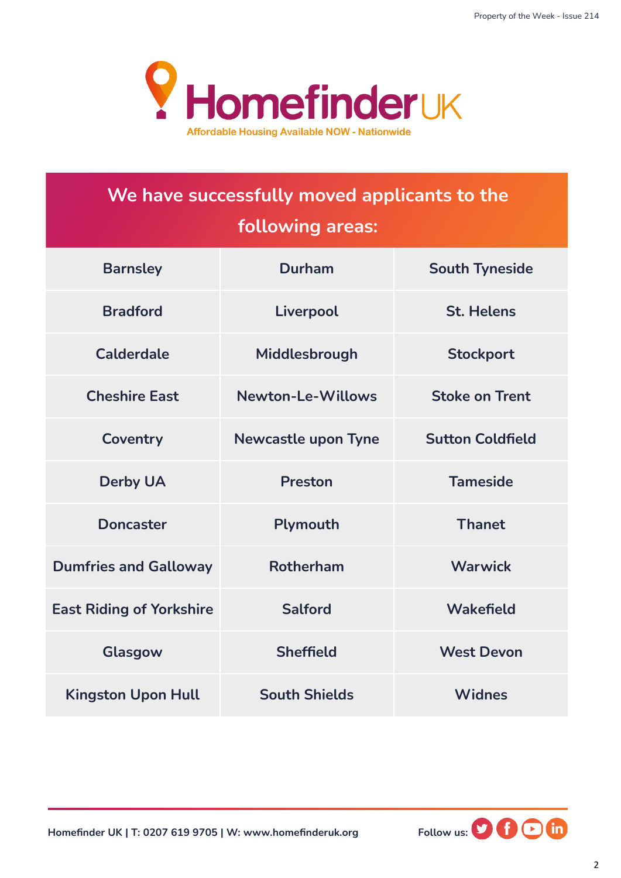# HomefinderUK

Affordable Housing Available NOW - Nationwide

## We have successfully moved applicants to the following areas:

| | | |
|---|---|---|
| Barnsley | Durham | South Tyneside |
| Bradford | Liverpool | St. Helens |
| Calderdale | Middlesbrough | Stockport |
| Cheshire East | Newton-Le-Willows | Stoke on Trent |
| Coventry | Newcastle upon Tyne | Sutton Coldfield |
| Derby UA | Preston | Tameside |
| Doncaster | Plymouth | Thanet |
| Dumfries and Galloway | Rotherham | Warwick |
| East Riding of Yorkshire | Salford | Wakefield |
| Glasgow | Sheffield | West Devon |
| Kingston Upon Hull | South Shields | Widnes |

**Homefinder UK | T: 0207 619 9705 | W: www.homefinderuk.org** **Follow us:**